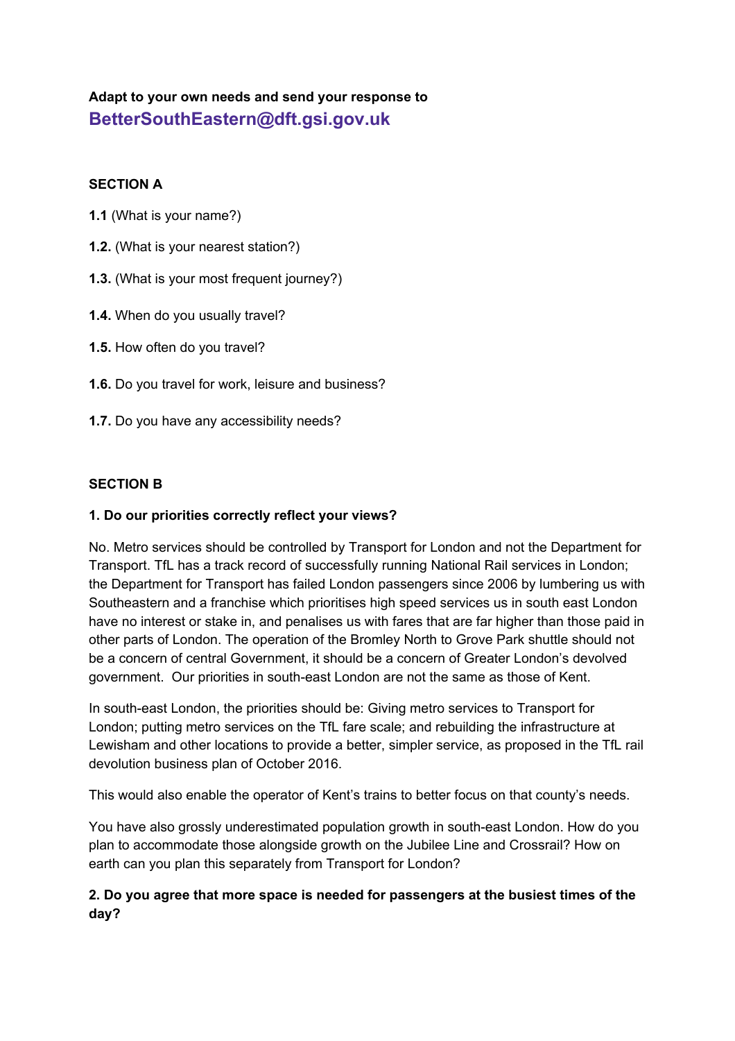**Adapt to your own needs and send your response to**
**BetterSouthEastern@dft.gsi.gov.uk**

**SECTION A**

**1.1** (What is your name?)

**1.2.** (What is your nearest station?)

**1.3.** (What is your most frequent journey?)

**1.4.** When do you usually travel?

**1.5.** How often do you travel?

**1.6.** Do you travel for work, leisure and business?

**1.7.** Do you have any accessibility needs?

**SECTION B**

**1. Do our priorities correctly reflect your views?**

No. Metro services should be controlled by Transport for London and not the Department for Transport. TfL has a track record of successfully running National Rail services in London; the Department for Transport has failed London passengers since 2006 by lumbering us with Southeastern and a franchise which prioritises high speed services us in south east London have no interest or stake in, and penalises us with fares that are far higher than those paid in other parts of London. The operation of the Bromley North to Grove Park shuttle should not be a concern of central Government, it should be a concern of Greater London's devolved government. Our priorities in south-east London are not the same as those of Kent.

In south-east London, the priorities should be: Giving metro services to Transport for London; putting metro services on the TfL fare scale; and rebuilding the infrastructure at Lewisham and other locations to provide a better, simpler service, as proposed in the TfL rail devolution business plan of October 2016.

This would also enable the operator of Kent's trains to better focus on that county's needs.

You have also grossly underestimated population growth in south-east London. How do you plan to accommodate those alongside growth on the Jubilee Line and Crossrail? How on earth can you plan this separately from Transport for London?

**2. Do you agree that more space is needed for passengers at the busiest times of the day?**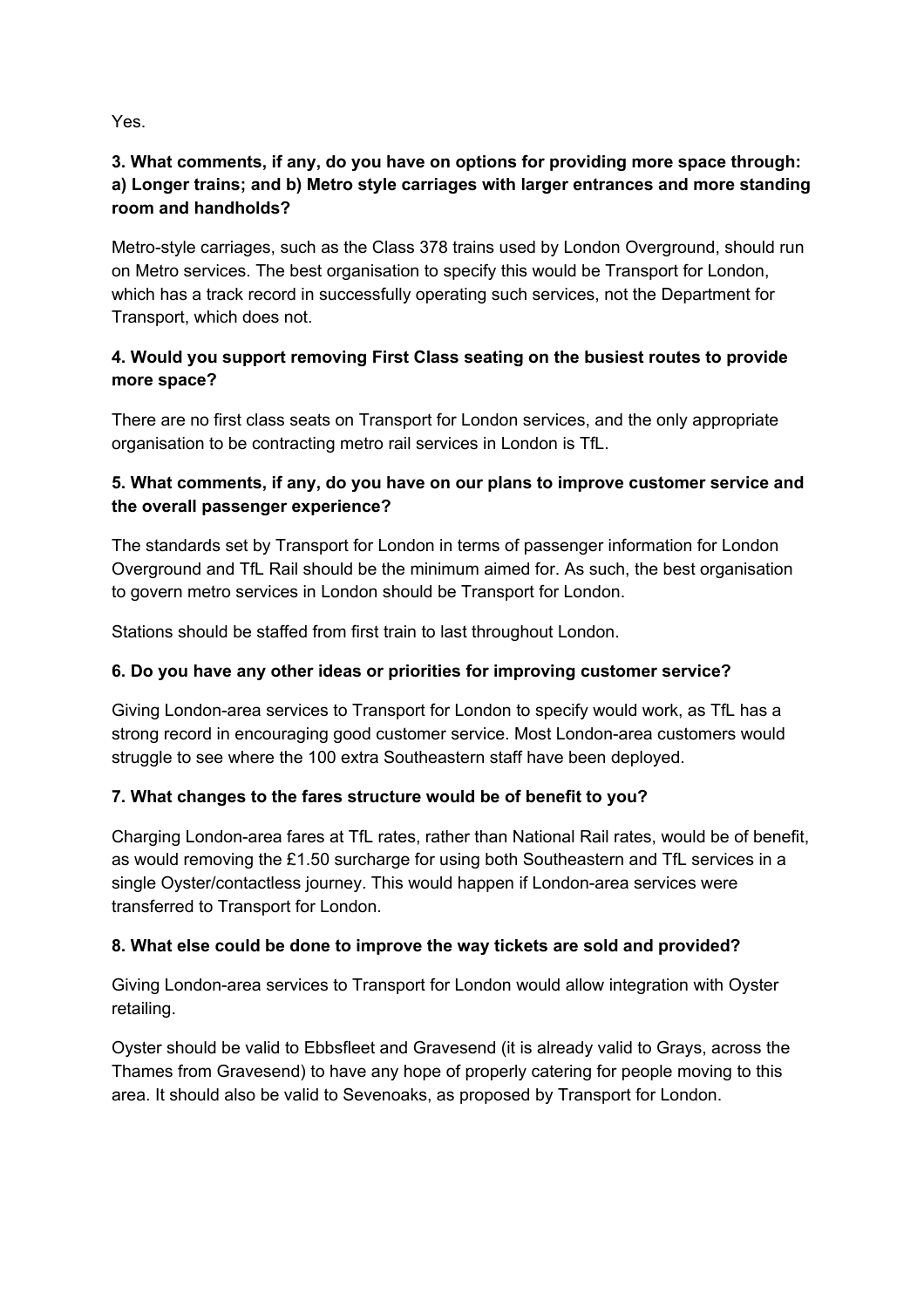Yes.

**3. What comments, if any, do you have on options for providing more space through: a) Longer trains; and b) Metro style carriages with larger entrances and more standing room and handholds?**

Metro-style carriages, such as the Class 378 trains used by London Overground, should run on Metro services. The best organisation to specify this would be Transport for London, which has a track record in successfully operating such services, not the Department for Transport, which does not.

**4. Would you support removing First Class seating on the busiest routes to provide more space?**

There are no first class seats on Transport for London services, and the only appropriate organisation to be contracting metro rail services in London is TfL.

**5. What comments, if any, do you have on our plans to improve customer service and the overall passenger experience?**

The standards set by Transport for London in terms of passenger information for London Overground and TfL Rail should be the minimum aimed for. As such, the best organisation to govern metro services in London should be Transport for London.

Stations should be staffed from first train to last throughout London.

**6. Do you have any other ideas or priorities for improving customer service?**

Giving London-area services to Transport for London to specify would work, as TfL has a strong record in encouraging good customer service. Most London-area customers would struggle to see where the 100 extra Southeastern staff have been deployed.

**7. What changes to the fares structure would be of benefit to you?**

Charging London-area fares at TfL rates, rather than National Rail rates, would be of benefit, as would removing the £1.50 surcharge for using both Southeastern and TfL services in a single Oyster/contactless journey. This would happen if London-area services were transferred to Transport for London.

**8. What else could be done to improve the way tickets are sold and provided?**

Giving London-area services to Transport for London would allow integration with Oyster retailing.

Oyster should be valid to Ebbsfleet and Gravesend (it is already valid to Grays, across the Thames from Gravesend) to have any hope of properly catering for people moving to this area. It should also be valid to Sevenoaks, as proposed by Transport for London.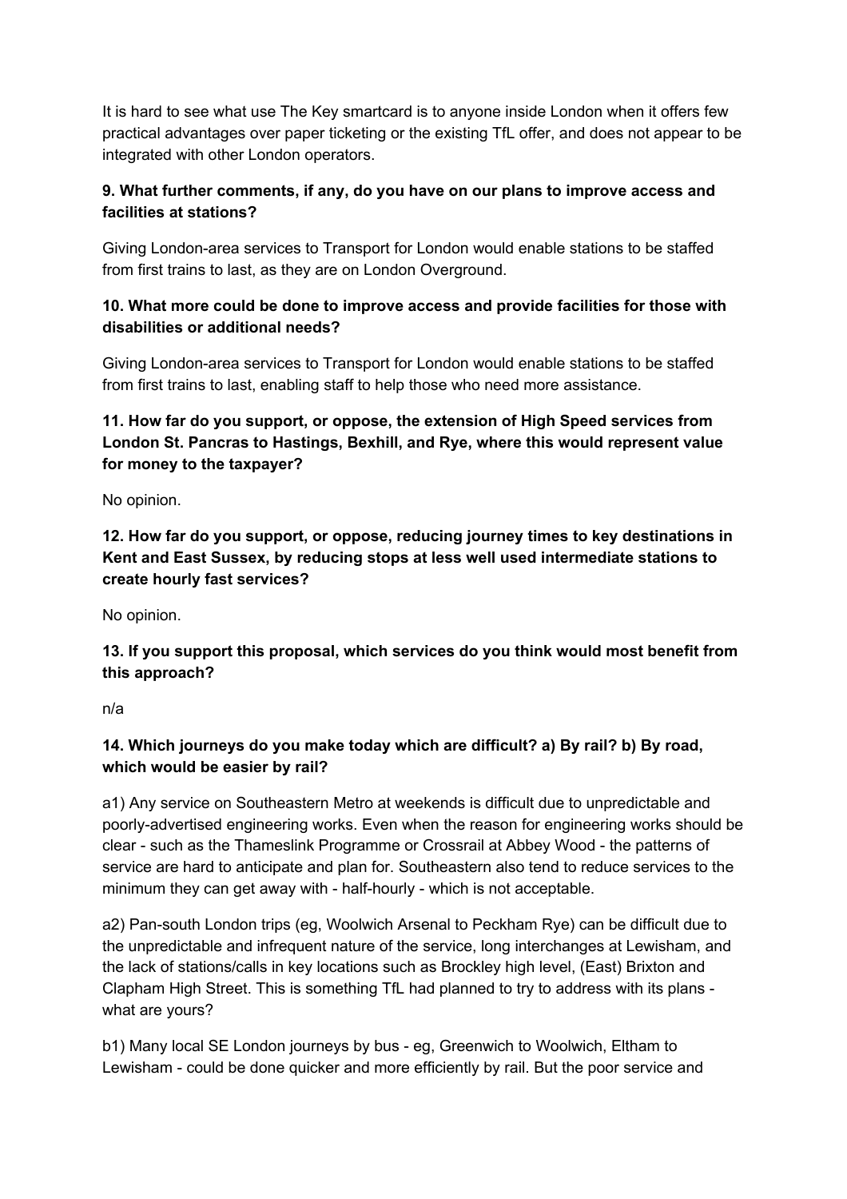It is hard to see what use The Key smartcard is to anyone inside London when it offers few practical advantages over paper ticketing or the existing TfL offer, and does not appear to be integrated with other London operators.

**9. What further comments, if any, do you have on our plans to improve access and facilities at stations?**

Giving London-area services to Transport for London would enable stations to be staffed from first trains to last, as they are on London Overground.

**10. What more could be done to improve access and provide facilities for those with disabilities or additional needs?**

Giving London-area services to Transport for London would enable stations to be staffed from first trains to last, enabling staff to help those who need more assistance.

**11. How far do you support, or oppose, the extension of High Speed services from London St. Pancras to Hastings, Bexhill, and Rye, where this would represent value for money to the taxpayer?**

No opinion.

**12. How far do you support, or oppose, reducing journey times to key destinations in Kent and East Sussex, by reducing stops at less well used intermediate stations to create hourly fast services?**

No opinion.

**13. If you support this proposal, which services do you think would most benefit from this approach?**

n/a

**14. Which journeys do you make today which are difficult? a) By rail? b) By road, which would be easier by rail?**

a1) Any service on Southeastern Metro at weekends is difficult due to unpredictable and poorly-advertised engineering works. Even when the reason for engineering works should be clear - such as the Thameslink Programme or Crossrail at Abbey Wood - the patterns of service are hard to anticipate and plan for. Southeastern also tend to reduce services to the minimum they can get away with - half-hourly - which is not acceptable.

a2) Pan-south London trips (eg, Woolwich Arsenal to Peckham Rye) can be difficult due to the unpredictable and infrequent nature of the service, long interchanges at Lewisham, and the lack of stations/calls in key locations such as Brockley high level, (East) Brixton and Clapham High Street. This is something TfL had planned to try to address with its plans - what are yours?

b1) Many local SE London journeys by bus - eg, Greenwich to Woolwich, Eltham to Lewisham - could be done quicker and more efficiently by rail. But the poor service and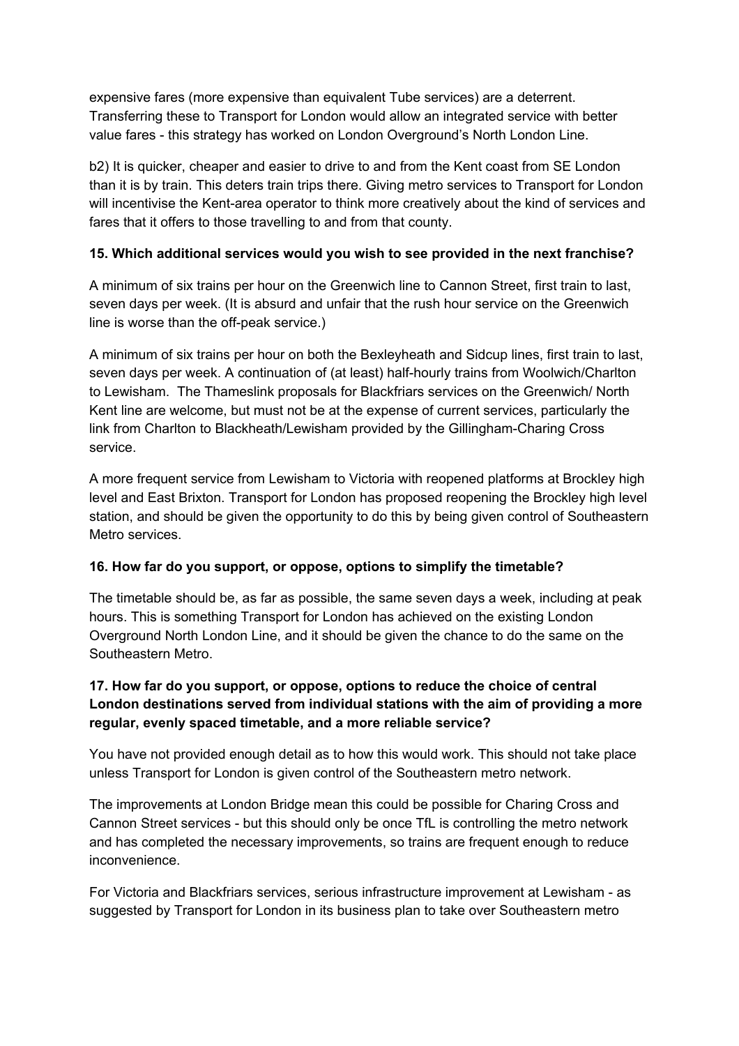expensive fares (more expensive than equivalent Tube services) are a deterrent. Transferring these to Transport for London would allow an integrated service with better value fares - this strategy has worked on London Overground's North London Line.

b2) It is quicker, cheaper and easier to drive to and from the Kent coast from SE London than it is by train. This deters train trips there. Giving metro services to Transport for London will incentivise the Kent-area operator to think more creatively about the kind of services and fares that it offers to those travelling to and from that county.

**15. Which additional services would you wish to see provided in the next franchise?**

A minimum of six trains per hour on the Greenwich line to Cannon Street, first train to last, seven days per week. (It is absurd and unfair that the rush hour service on the Greenwich line is worse than the off-peak service.)

A minimum of six trains per hour on both the Bexleyheath and Sidcup lines, first train to last, seven days per week. A continuation of (at least) half-hourly trains from Woolwich/Charlton to Lewisham. The Thameslink proposals for Blackfriars services on the Greenwich/ North Kent line are welcome, but must not be at the expense of current services, particularly the link from Charlton to Blackheath/Lewisham provided by the Gillingham-Charing Cross service.

A more frequent service from Lewisham to Victoria with reopened platforms at Brockley high level and East Brixton. Transport for London has proposed reopening the Brockley high level station, and should be given the opportunity to do this by being given control of Southeastern Metro services.

**16. How far do you support, or oppose, options to simplify the timetable?**

The timetable should be, as far as possible, the same seven days a week, including at peak hours. This is something Transport for London has achieved on the existing London Overground North London Line, and it should be given the chance to do the same on the Southeastern Metro.

**17. How far do you support, or oppose, options to reduce the choice of central London destinations served from individual stations with the aim of providing a more regular, evenly spaced timetable, and a more reliable service?**

You have not provided enough detail as to how this would work. This should not take place unless Transport for London is given control of the Southeastern metro network.

The improvements at London Bridge mean this could be possible for Charing Cross and Cannon Street services - but this should only be once TfL is controlling the metro network and has completed the necessary improvements, so trains are frequent enough to reduce inconvenience.

For Victoria and Blackfriars services, serious infrastructure improvement at Lewisham - as suggested by Transport for London in its business plan to take over Southeastern metro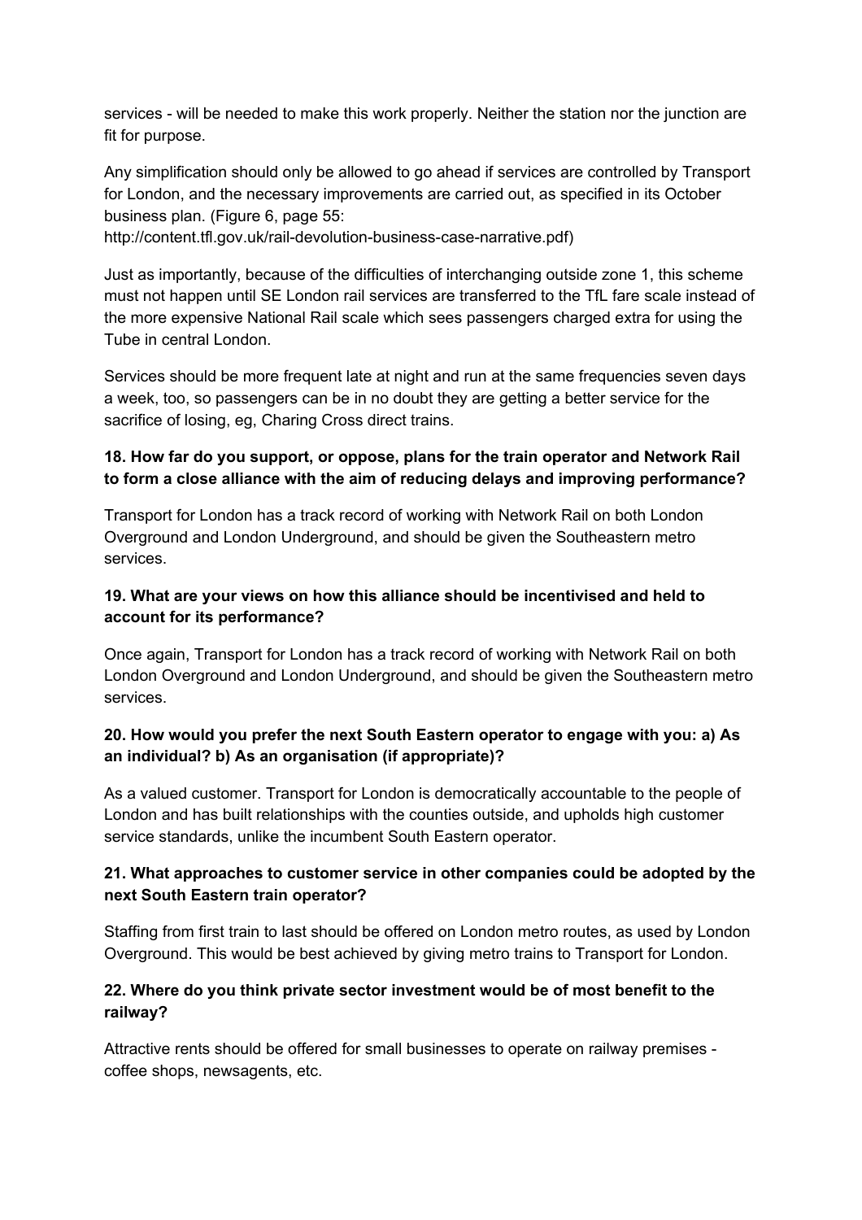services - will be needed to make this work properly. Neither the station nor the junction are fit for purpose.

Any simplification should only be allowed to go ahead if services are controlled by Transport for London, and the necessary improvements are carried out, as specified in its October business plan. (Figure 6, page 55: http://content.tfl.gov.uk/rail-devolution-business-case-narrative.pdf)

Just as importantly, because of the difficulties of interchanging outside zone 1, this scheme must not happen until SE London rail services are transferred to the TfL fare scale instead of the more expensive National Rail scale which sees passengers charged extra for using the Tube in central London.

Services should be more frequent late at night and run at the same frequencies seven days a week, too, so passengers can be in no doubt they are getting a better service for the sacrifice of losing, eg, Charing Cross direct trains.

**18. How far do you support, or oppose, plans for the train operator and Network Rail to form a close alliance with the aim of reducing delays and improving performance?**

Transport for London has a track record of working with Network Rail on both London Overground and London Underground, and should be given the Southeastern metro services.

**19. What are your views on how this alliance should be incentivised and held to account for its performance?**

Once again, Transport for London has a track record of working with Network Rail on both London Overground and London Underground, and should be given the Southeastern metro services.

**20. How would you prefer the next South Eastern operator to engage with you: a) As an individual? b) As an organisation (if appropriate)?**

As a valued customer. Transport for London is democratically accountable to the people of London and has built relationships with the counties outside, and upholds high customer service standards, unlike the incumbent South Eastern operator.

**21. What approaches to customer service in other companies could be adopted by the next South Eastern train operator?**

Staffing from first train to last should be offered on London metro routes, as used by London Overground. This would be best achieved by giving metro trains to Transport for London.

**22. Where do you think private sector investment would be of most benefit to the railway?**

Attractive rents should be offered for small businesses to operate on railway premises - coffee shops, newsagents, etc.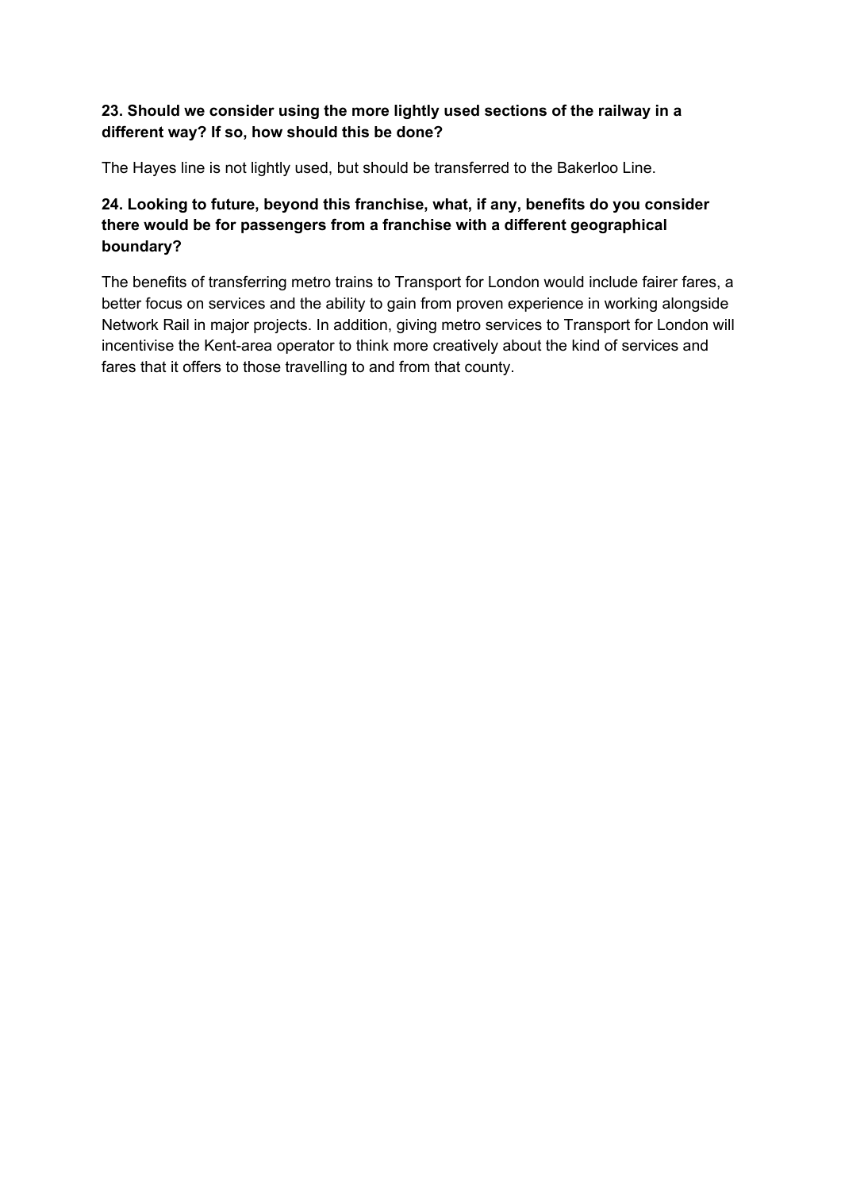**23. Should we consider using the more lightly used sections of the railway in a different way? If so, how should this be done?**

The Hayes line is not lightly used, but should be transferred to the Bakerloo Line.

**24. Looking to future, beyond this franchise, what, if any, benefits do you consider there would be for passengers from a franchise with a different geographical boundary?**

The benefits of transferring metro trains to Transport for London would include fairer fares, a better focus on services and the ability to gain from proven experience in working alongside Network Rail in major projects. In addition, giving metro services to Transport for London will incentivise the Kent-area operator to think more creatively about the kind of services and fares that it offers to those travelling to and from that county.